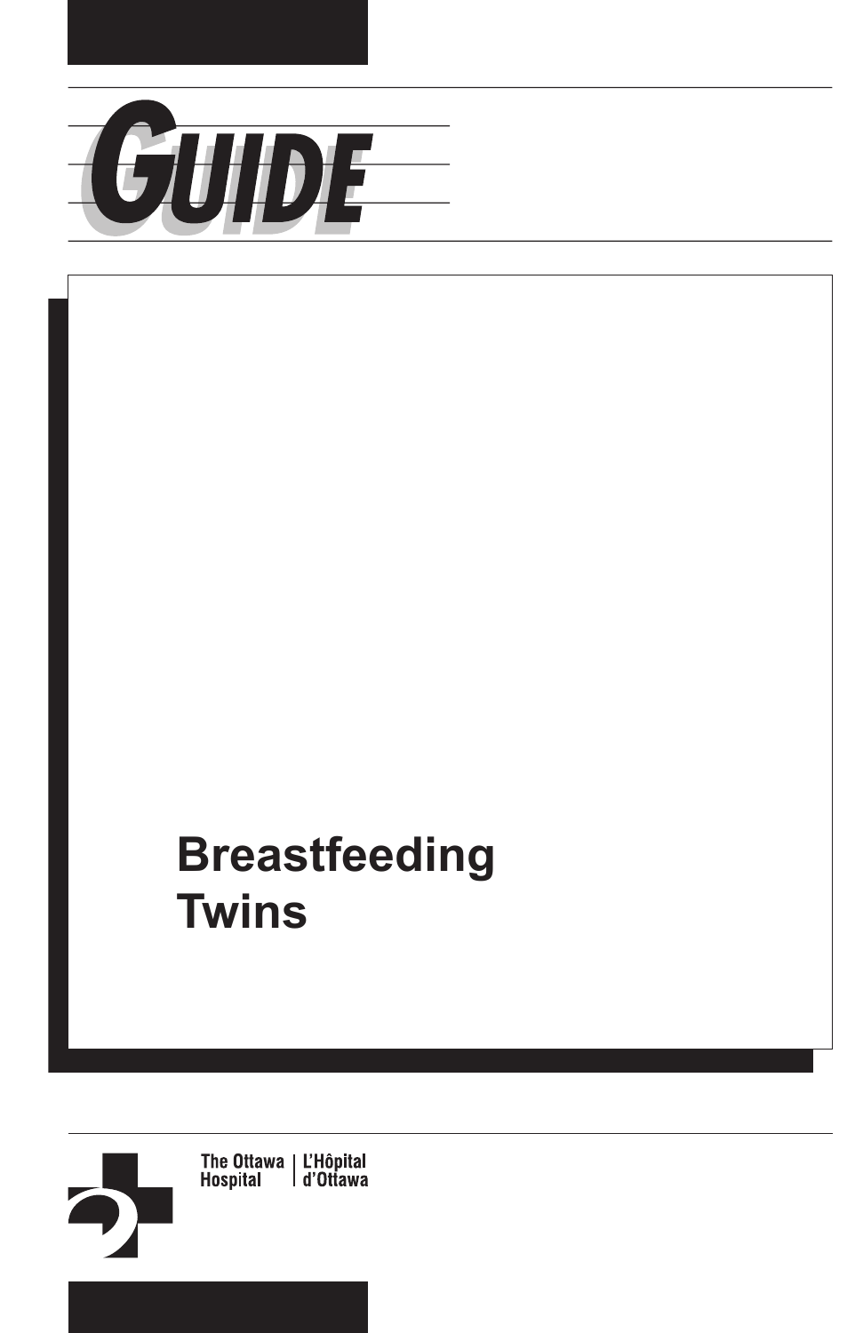# GUIDE

# Breastfeeding Twins

The Ottawa Hospital | L'Hôpital d'Ottawa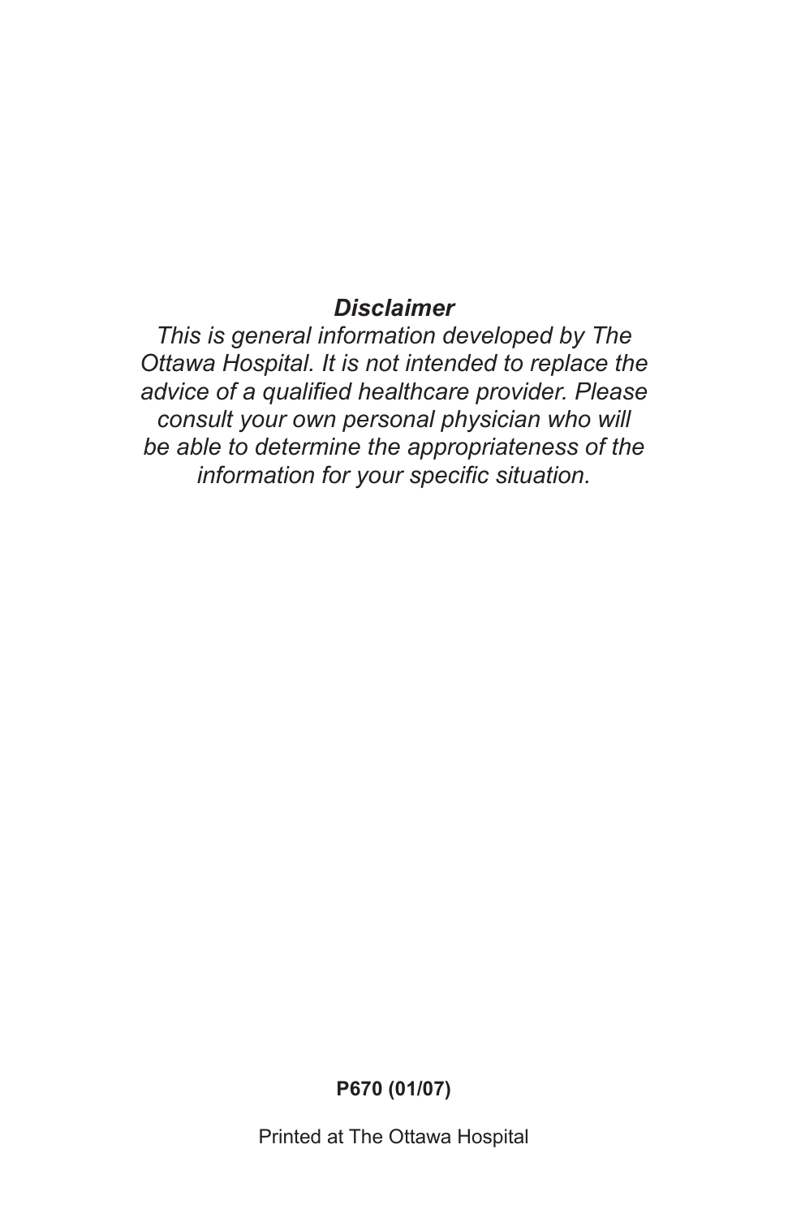***Disclaimer***

*This is general information developed by The Ottawa Hospital. It is not intended to replace the advice of a qualified healthcare provider. Please consult your own personal physician who will be able to determine the appropriateness of the information for your specific situation.*

**P670 (01/07)**

Printed at The Ottawa Hospital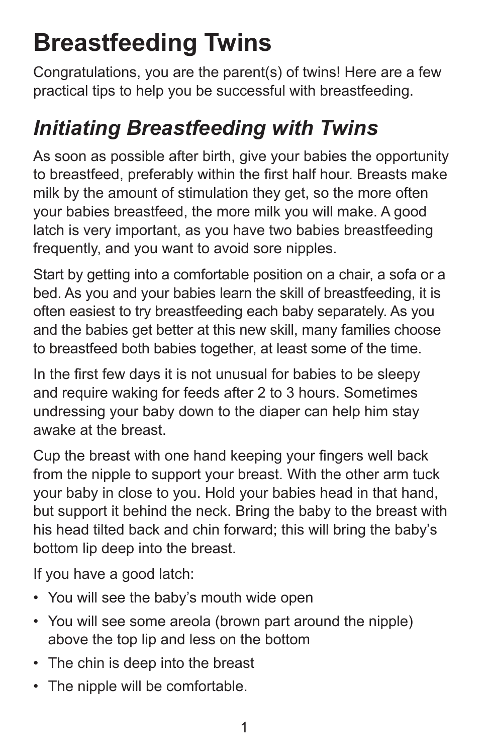# Breastfeeding Twins

Congratulations, you are the parent(s) of twins! Here are a few practical tips to help you be successful with breastfeeding.

## *Initiating Breastfeeding with Twins*

As soon as possible after birth, give your babies the opportunity to breastfeed, preferably within the first half hour. Breasts make milk by the amount of stimulation they get, so the more often your babies breastfeed, the more milk you will make. A good latch is very important, as you have two babies breastfeeding frequently, and you want to avoid sore nipples.

Start by getting into a comfortable position on a chair, a sofa or a bed. As you and your babies learn the skill of breastfeeding, it is often easiest to try breastfeeding each baby separately. As you and the babies get better at this new skill, many families choose to breastfeed both babies together, at least some of the time.

In the first few days it is not unusual for babies to be sleepy and require waking for feeds after 2 to 3 hours. Sometimes undressing your baby down to the diaper can help him stay awake at the breast.

Cup the breast with one hand keeping your fingers well back from the nipple to support your breast. With the other arm tuck your baby in close to you. Hold your babies head in that hand, but support it behind the neck. Bring the baby to the breast with his head tilted back and chin forward; this will bring the baby's bottom lip deep into the breast.

If you have a good latch:

- You will see the baby's mouth wide open
- You will see some areola (brown part around the nipple) above the top lip and less on the bottom
- The chin is deep into the breast
- The nipple will be comfortable.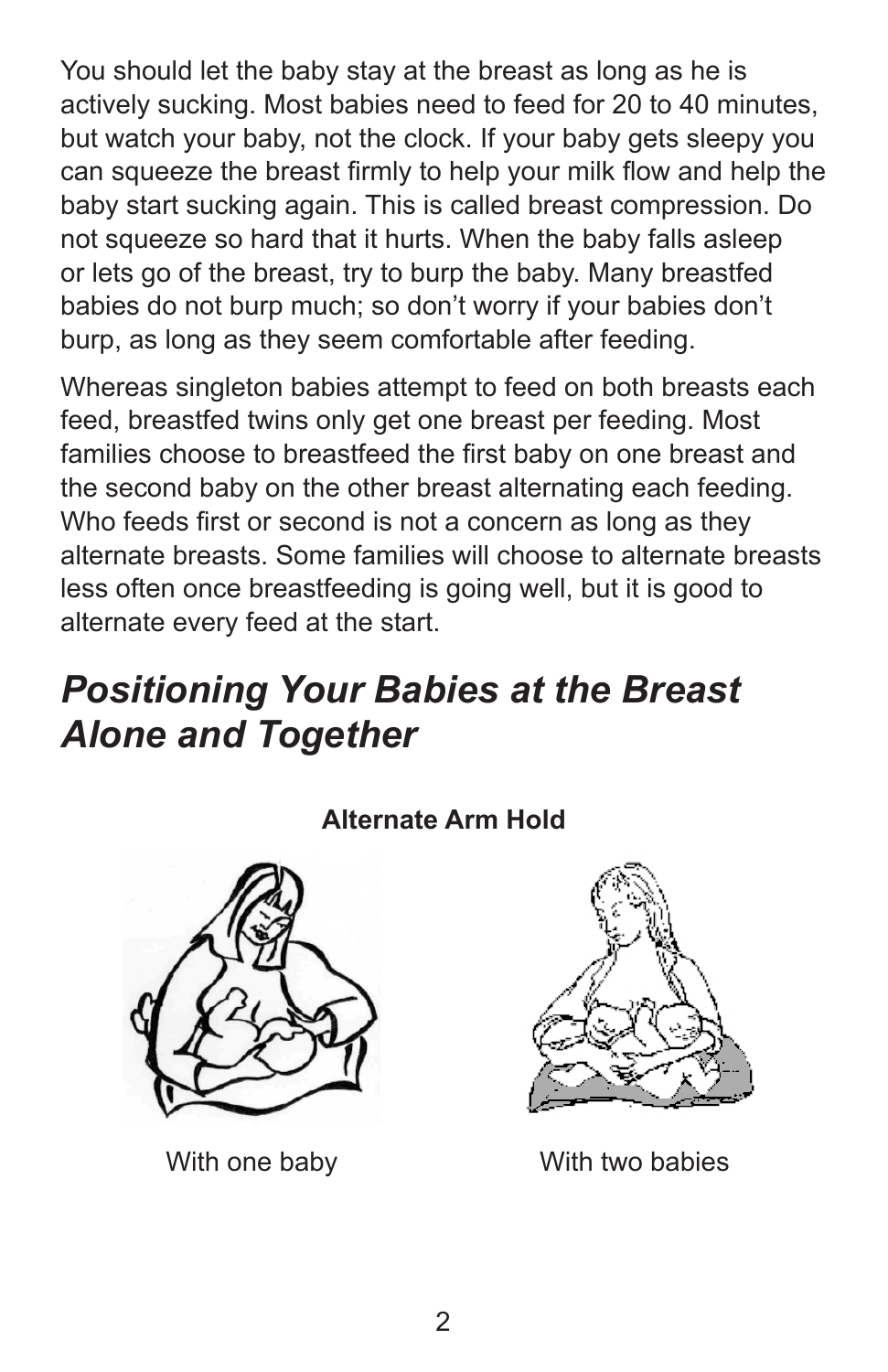You should let the baby stay at the breast as long as he is actively sucking. Most babies need to feed for 20 to 40 minutes, but watch your baby, not the clock. If your baby gets sleepy you can squeeze the breast firmly to help your milk flow and help the baby start sucking again. This is called breast compression. Do not squeeze so hard that it hurts. When the baby falls asleep or lets go of the breast, try to burp the baby. Many breastfed babies do not burp much; so don't worry if your babies don't burp, as long as they seem comfortable after feeding.

Whereas singleton babies attempt to feed on both breasts each feed, breastfed twins only get one breast per feeding. Most families choose to breastfeed the first baby on one breast and the second baby on the other breast alternating each feeding. Who feeds first or second is not a concern as long as they alternate breasts. Some families will choose to alternate breasts less often once breastfeeding is going well, but it is good to alternate every feed at the start.

## *Positioning Your Babies at the Breast Alone and Together*

**Alternate Arm Hold**

With one baby

With two babies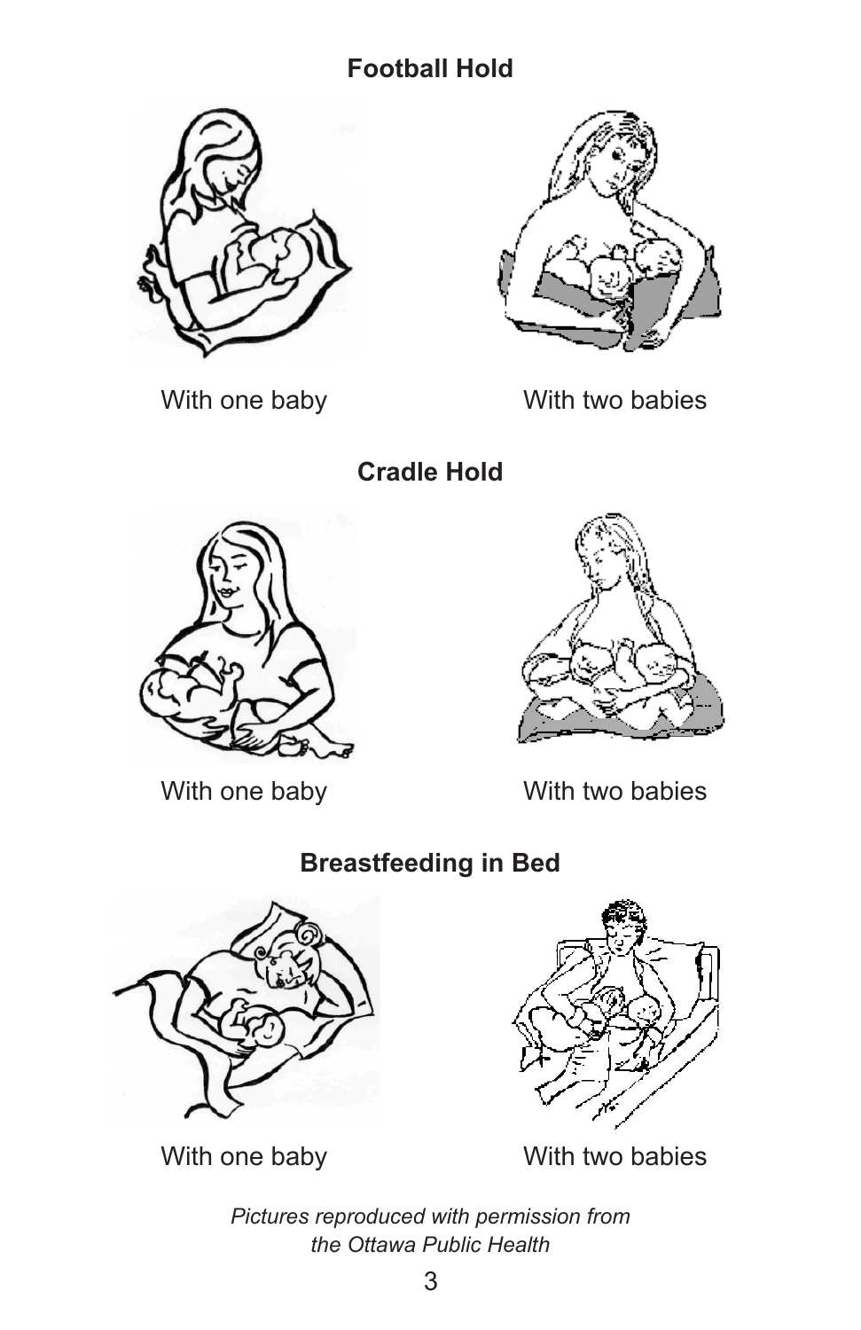## Football Hold

With one baby

With two babies

## Cradle Hold

With one baby

With two babies

## Breastfeeding in Bed

With one baby

With two babies

*Pictures reproduced with permission from the Ottawa Public Health*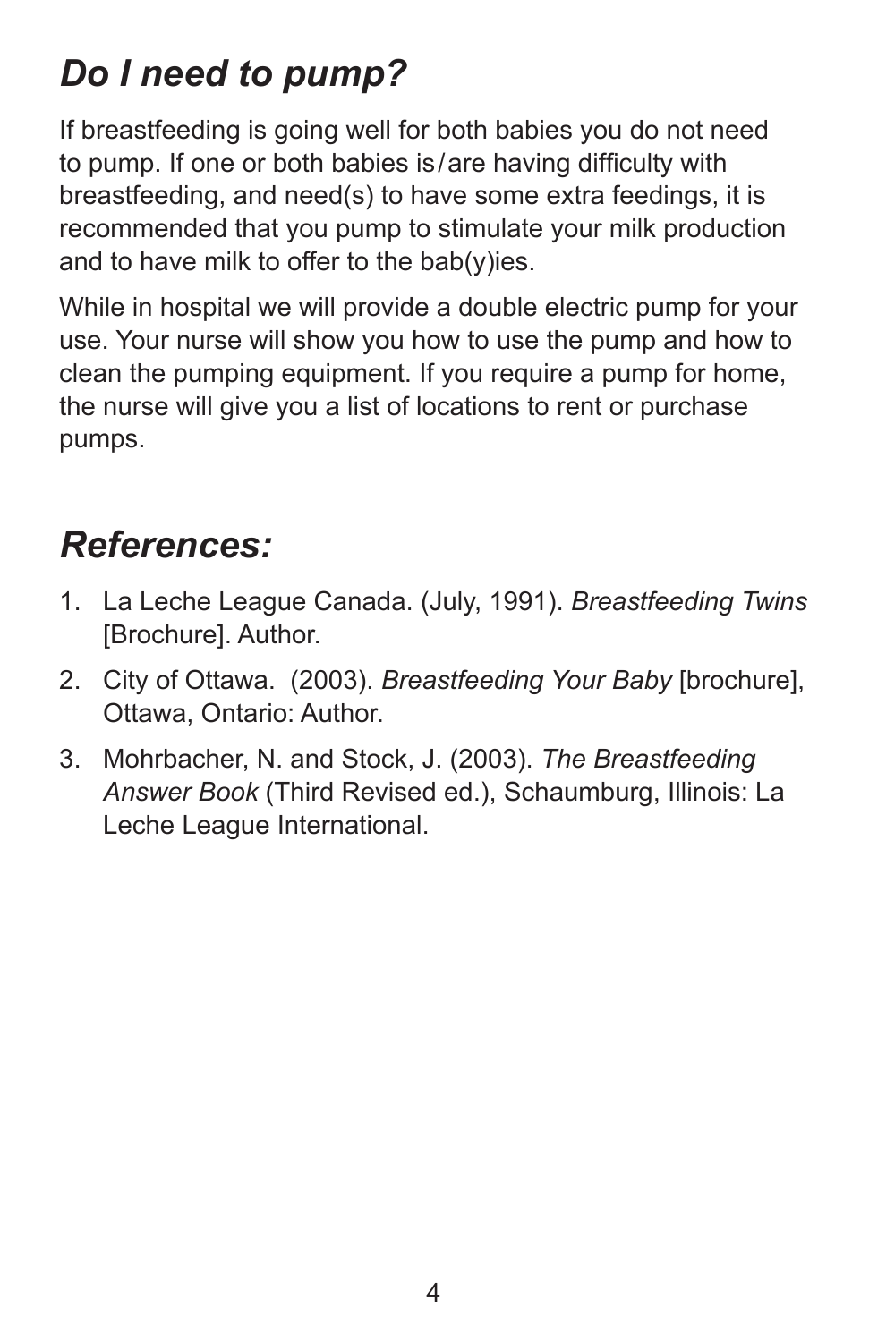## *Do I need to pump?*

If breastfeeding is going well for both babies you do not need to pump. If one or both babies is/are having difficulty with breastfeeding, and need(s) to have some extra feedings, it is recommended that you pump to stimulate your milk production and to have milk to offer to the bab(y)ies.

While in hospital we will provide a double electric pump for your use. Your nurse will show you how to use the pump and how to clean the pumping equipment. If you require a pump for home, the nurse will give you a list of locations to rent or purchase pumps.

## *References:*

1. La Leche League Canada. (July, 1991). *Breastfeeding Twins* [Brochure]. Author.
2. City of Ottawa. (2003). *Breastfeeding Your Baby* [brochure], Ottawa, Ontario: Author.
3. Mohrbacher, N. and Stock, J. (2003). *The Breastfeeding Answer Book* (Third Revised ed.), Schaumburg, Illinois: La Leche League International.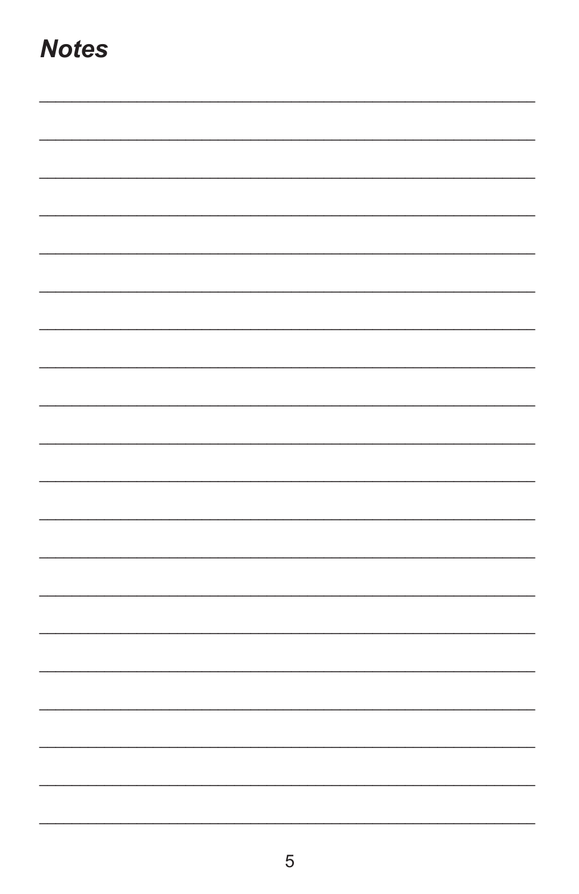## *Notes*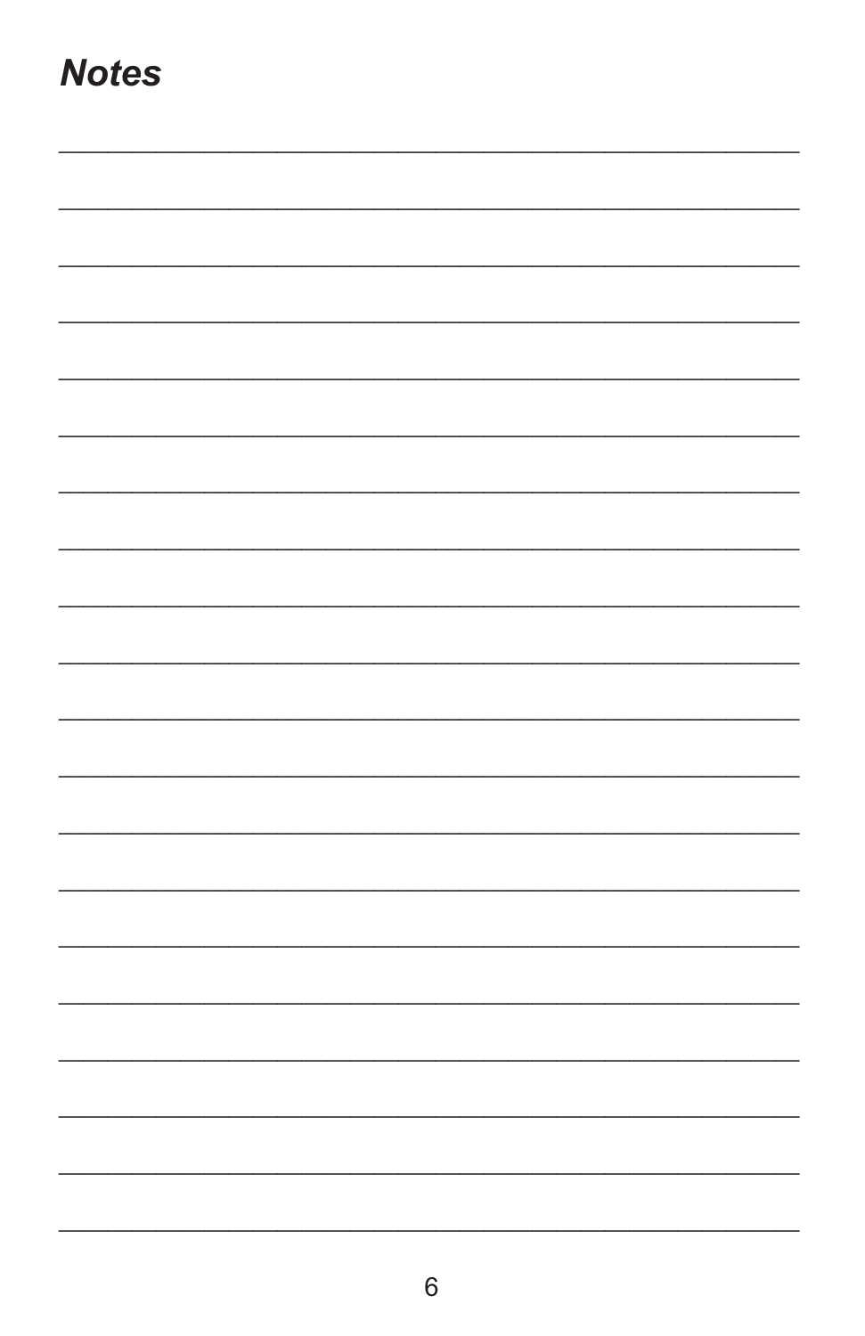## *Notes*